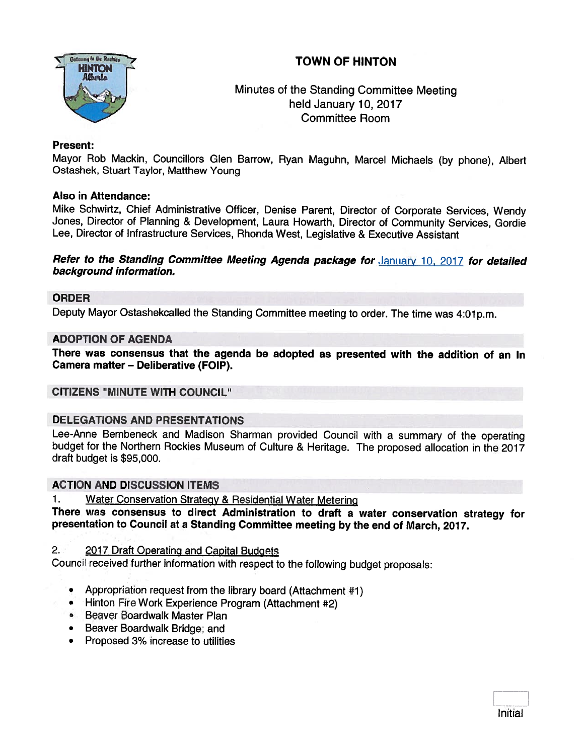# TOWN OF HINTON

Minutes of the Standing Committee Meeting
held January 10, 2017
Committee Room

**Present:**
Mayor Rob Mackin, Councillors Glen Barrow, Ryan Maguhn, Marcel Michaels (by phone), Albert Ostashek, Stuart Taylor, Matthew Young

**Also in Attendance:**
Mike Schwirtz, Chief Administrative Officer, Denise Parent, Director of Corporate Services, Wendy Jones, Director of Planning & Development, Laura Howarth, Director of Community Services, Gordie Lee, Director of Infrastructure Services, Rhonda West, Legislative & Executive Assistant

***Refer to the Standing Committee Meeting Agenda package for*** January 10, 2017 ***for detailed background information.***

## ORDER

Deputy Mayor Ostashekcalled the Standing Committee meeting to order. The time was 4:01p.m.

## ADOPTION OF AGENDA

**There was consensus that the agenda be adopted as presented with the addition of an In Camera matter – Deliberative (FOIP).**

## CITIZENS "MINUTE WITH COUNCIL"

## DELEGATIONS AND PRESENTATIONS

Lee-Anne Bembeneck and Madison Sharman provided Council with a summary of the operating budget for the Northern Rockies Museum of Culture & Heritage. The proposed allocation in the 2017 draft budget is $95,000.

## ACTION AND DISCUSSION ITEMS

1. Water Conservation Strategy & Residential Water Metering

**There was consensus to direct Administration to draft a water conservation strategy for presentation to Council at a Standing Committee meeting by the end of March, 2017.**

2. 2017 Draft Operating and Capital Budgets

Council received further information with respect to the following budget proposals:

- Appropriation request from the library board (Attachment #1)
- Hinton Fire Work Experience Program (Attachment #2)
- Beaver Boardwalk Master Plan
- Beaver Boardwalk Bridge; and
- Proposed 3% increase to utilities

Initial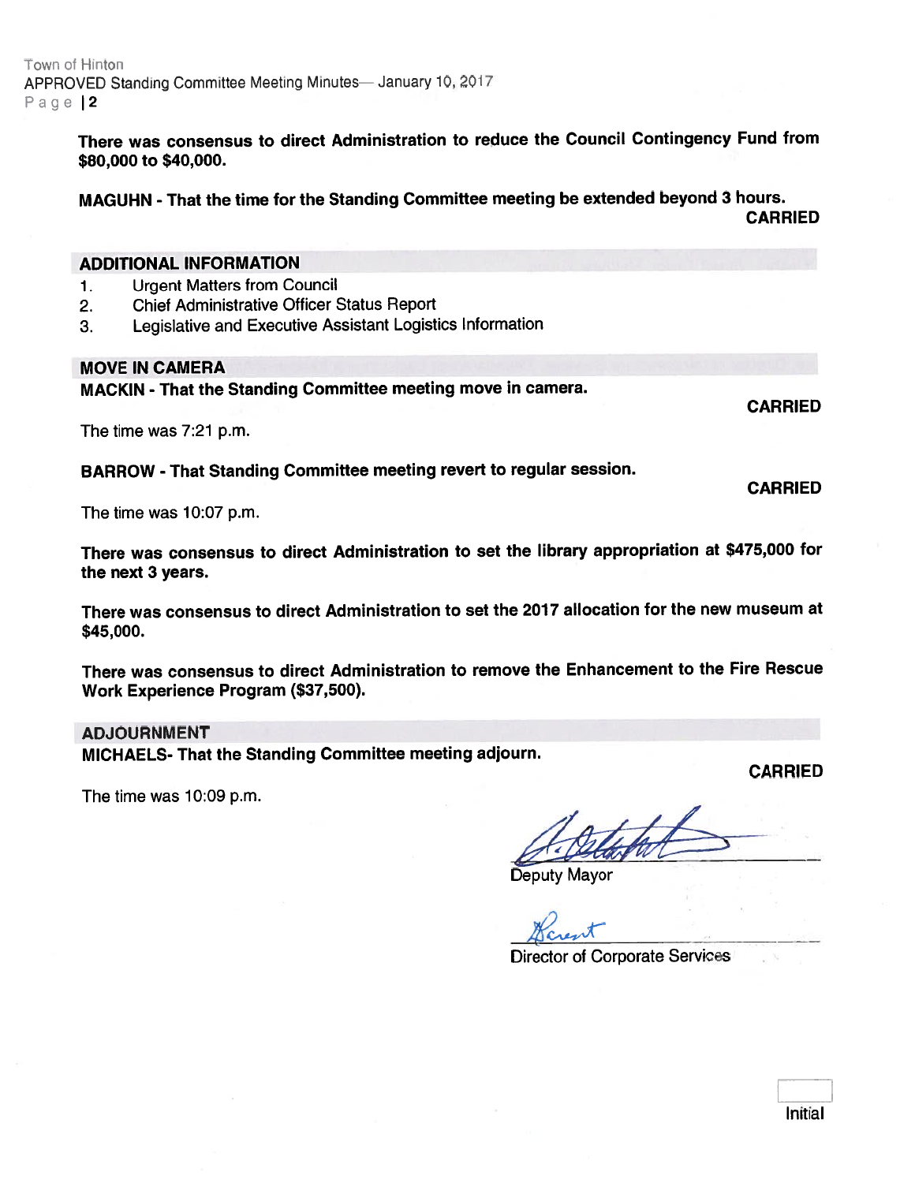**There was consensus to direct Administration to reduce the Council Contingency Fund from $80,000 to $40,000.**

**MAGUHN - That the time for the Standing Committee meeting be extended beyond 3 hours.**
**CARRIED**

## ADDITIONAL INFORMATION

1. Urgent Matters from Council
2. Chief Administrative Officer Status Report
3. Legislative and Executive Assistant Logistics Information

## MOVE IN CAMERA

**MACKIN - That the Standing Committee meeting move in camera.**
**CARRIED**

The time was 7:21 p.m.

**BARROW - That Standing Committee meeting revert to regular session.**
**CARRIED**

The time was 10:07 p.m.

**There was consensus to direct Administration to set the library appropriation at $475,000 for the next 3 years.**

**There was consensus to direct Administration to set the 2017 allocation for the new museum at $45,000.**

**There was consensus to direct Administration to remove the Enhancement to the Fire Rescue Work Experience Program ($37,500).**

## ADJOURNMENT

**MICHAELS- That the Standing Committee meeting adjourn.**
**CARRIED**

The time was 10:09 p.m.

Deputy Mayor

Director of Corporate Services

Initial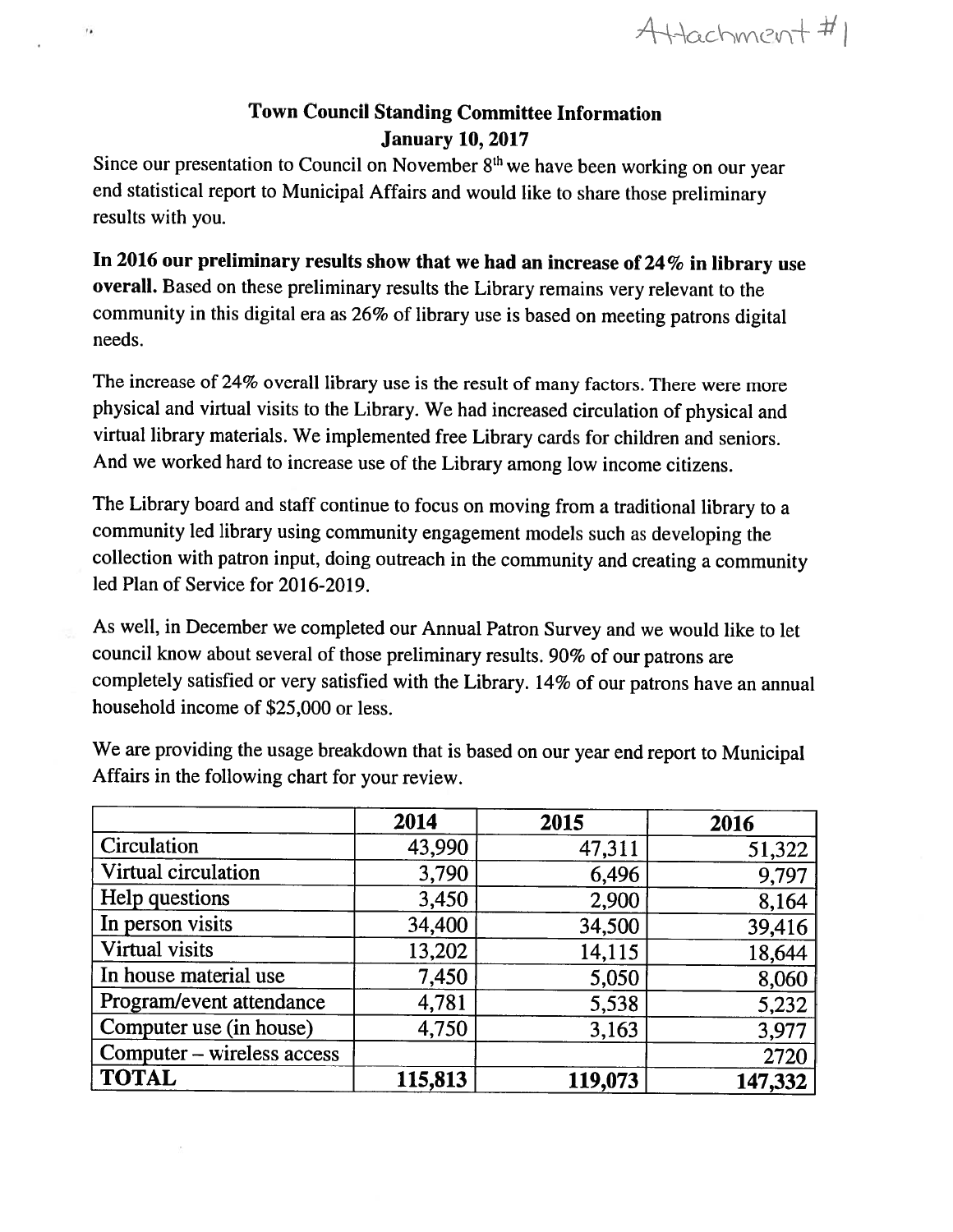Attachment #1

# Town Council Standing Committee Information
## January 10, 2017

Since our presentation to Council on November 8th we have been working on our year end statistical report to Municipal Affairs and would like to share those preliminary results with you.

**In 2016 our preliminary results show that we had an increase of 24% in library use overall.** Based on these preliminary results the Library remains very relevant to the community in this digital era as 26% of library use is based on meeting patrons digital needs.

The increase of 24% overall library use is the result of many factors. There were more physical and virtual visits to the Library. We had increased circulation of physical and virtual library materials. We implemented free Library cards for children and seniors. And we worked hard to increase use of the Library among low income citizens.

The Library board and staff continue to focus on moving from a traditional library to a community led library using community engagement models such as developing the collection with patron input, doing outreach in the community and creating a community led Plan of Service for 2016-2019.

As well, in December we completed our Annual Patron Survey and we would like to let council know about several of those preliminary results. 90% of our patrons are completely satisfied or very satisfied with the Library. 14% of our patrons have an annual household income of $25,000 or less.

We are providing the usage breakdown that is based on our year end report to Municipal Affairs in the following chart for your review.

| | 2014 | 2015 | 2016 |
|---|---|---|---|
| Circulation | 43,990 | 47,311 | 51,322 |
| Virtual circulation | 3,790 | 6,496 | 9,797 |
| Help questions | 3,450 | 2,900 | 8,164 |
| In person visits | 34,400 | 34,500 | 39,416 |
| Virtual visits | 13,202 | 14,115 | 18,644 |
| In house material use | 7,450 | 5,050 | 8,060 |
| Program/event attendance | 4,781 | 5,538 | 5,232 |
| Computer use (in house) | 4,750 | 3,163 | 3,977 |
| Computer – wireless access | | | 2720 |
| **TOTAL** | **115,813** | **119,073** | **147,332** |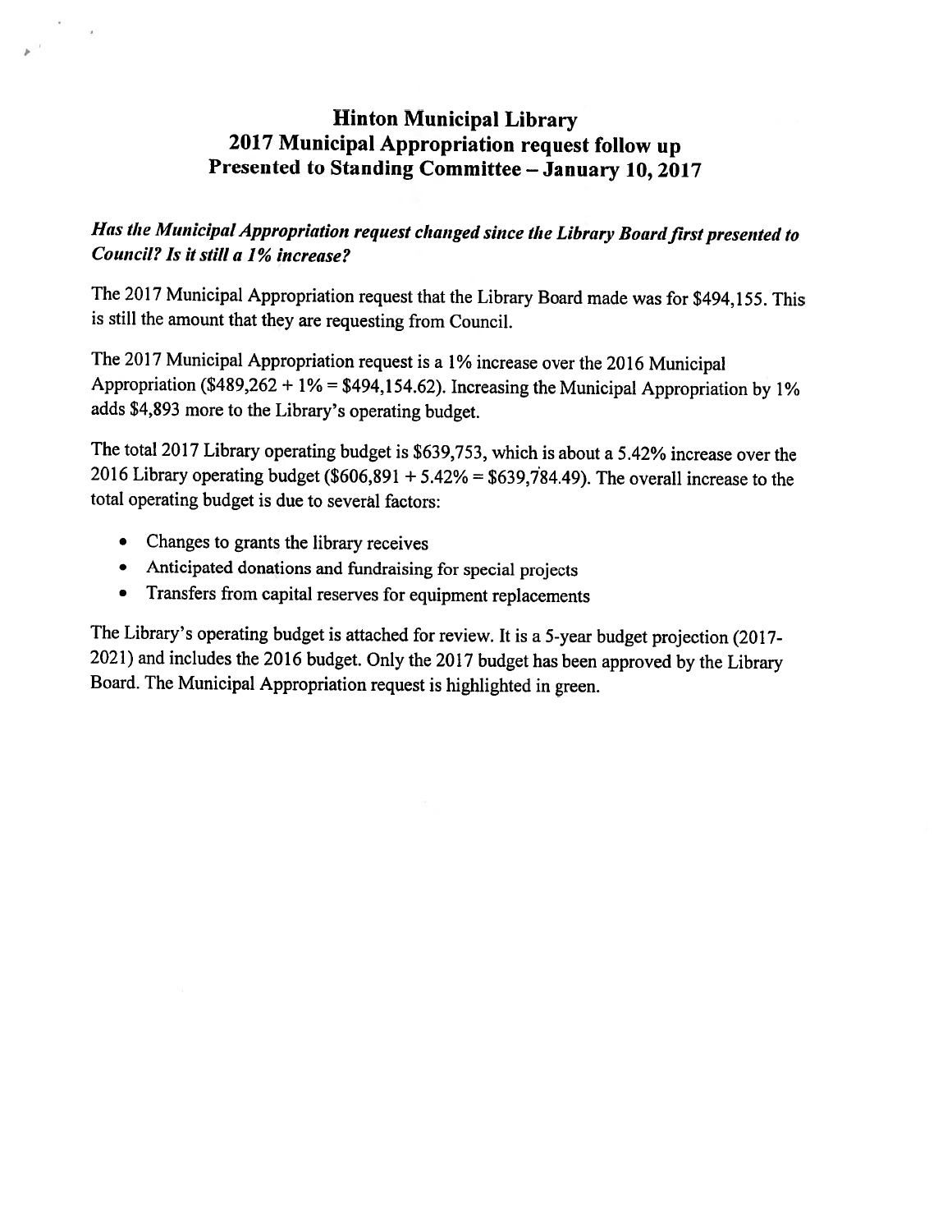# Hinton Municipal Library
## 2017 Municipal Appropriation request follow up
## Presented to Standing Committee – January 10, 2017

***Has the Municipal Appropriation request changed since the Library Board first presented to Council? Is it still a 1% increase?***

The 2017 Municipal Appropriation request that the Library Board made was for $494,155. This is still the amount that they are requesting from Council.

The 2017 Municipal Appropriation request is a 1% increase over the 2016 Municipal Appropriation ($489,262 + 1% = $494,154.62). Increasing the Municipal Appropriation by 1% adds $4,893 more to the Library's operating budget.

The total 2017 Library operating budget is $639,753, which is about a 5.42% increase over the 2016 Library operating budget ($606,891 + 5.42% = $639,784.49). The overall increase to the total operating budget is due to several factors:

- Changes to grants the library receives
- Anticipated donations and fundraising for special projects
- Transfers from capital reserves for equipment replacements

The Library's operating budget is attached for review. It is a 5-year budget projection (2017-2021) and includes the 2016 budget. Only the 2017 budget has been approved by the Library Board. The Municipal Appropriation request is highlighted in green.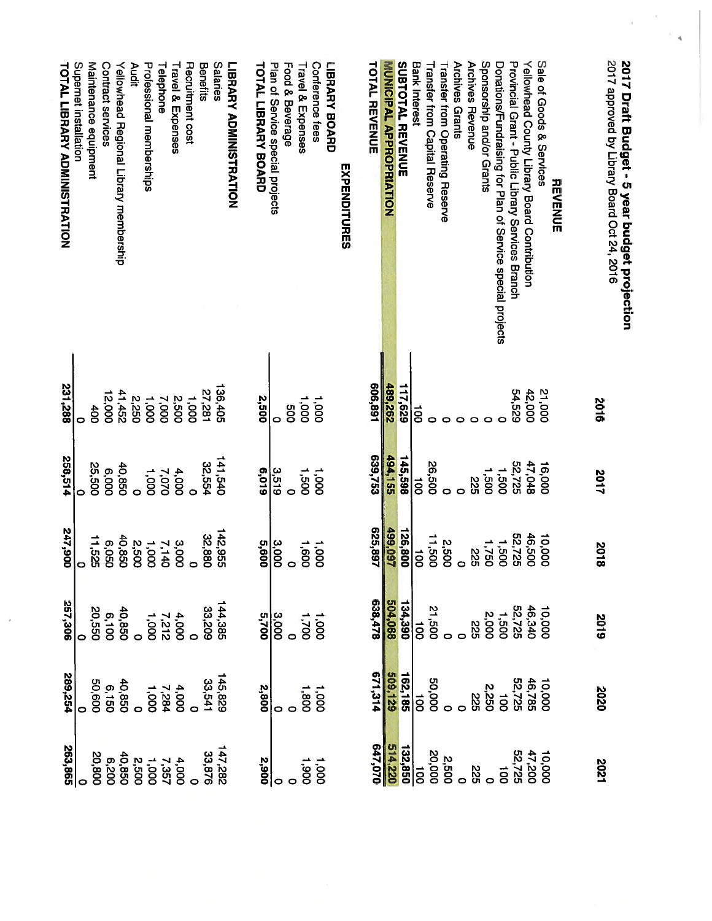## 2017 Draft Budget - 5 year budget projection

2017 approved by Library Board Oct 24, 2016

| | 2016 | 2017 | 2018 | 2019 | 2020 | 2021 |
|---|---|---|---|---|---|---|
| **REVENUE** | | | | | | |
| Sale of Goods & Services | 21,000 | 16,000 | 10,000 | 10,000 | 10,000 | 10,000 |
| Yellowhead County Library Board Contribution | 42,000 | 47,048 | 46,500 | 46,340 | 46,785 | 47,200 |
| Provincial Grant - Public Library Services Branch | 54,529 | 52,725 | 52,725 | 52,725 | 52,725 | 52,725 |
| Donations/Fundraising for Plan of Service special projects | 0 | 1,500 | 1,500 | 1,500 | 100 | 100 |
| Sponsorship and/or Grants | 0 | 1,500 | 1,750 | 2,000 | 2,250 | 0 |
| Archives Revenue | 0 | 225 | 225 | 225 | 225 | 225 |
| Archives Grants | 0 | 0 | 2,500 | 0 | 0 | 2,500 |
| Transfer from Operating Reserve | 0 | 0 | 0 | 0 | 0 | 0 |
| Transfer from Capital Reserve | 0 | 26,500 | 11,500 | 21,500 | 50,000 | 20,000 |
| Bank Interest | 100 | 100 | 100 | 100 | 100 | 100 |
| **SUBTOTAL REVENUE** | **117,629** | **145,598** | **126,800** | **134,390** | **162,185** | **132,850** |
| **MUNICIPAL APPROPRIATION** | **489,262** | **494,155** | **499,097** | **504,088** | **509,129** | **514,220** |
| **TOTAL REVENUE** | **606,891** | **639,753** | **625,897** | **638,478** | **671,314** | **647,070** |
| **EXPENDITURES** | | | | | | |
| **LIBRARY BOARD** | | | | | | |
| Conference fees | 1,000 | 1,000 | 1,000 | 1,000 | 1,000 | 1,000 |
| Travel & Expenses | 1,000 | 1,500 | 1,600 | 1,700 | 1,800 | 1,900 |
| Food & Beverage | 500 | 0 | 0 | 0 | 0 | 0 |
| Plan of Service special projects | 0 | 3,519 | 3,000 | 3,000 | 0 | 0 |
| **TOTAL LIBRARY BOARD** | **2,500** | **6,019** | **5,600** | **5,700** | **2,800** | **2,900** |
| **LIBRARY ADMINISTRATION** | | | | | | |
| Salaries | 136,405 | 141,540 | 142,955 | 144,385 | 145,829 | 147,282 |
| Benefits | 27,281 | 32,554 | 32,880 | 33,209 | 33,541 | 33,876 |
| Recruitment cost | 1,000 | 0 | 0 | 0 | 0 | 0 |
| Travel & Expenses | 2,500 | 4,000 | 3,000 | 4,000 | 4,000 | 4,000 |
| Telephone | 7,000 | 7,070 | 7,140 | 7,212 | 7,284 | 7,357 |
| Professional memberships | 1,000 | 1,000 | 1,000 | 1,000 | 1,000 | 1,000 |
| Audit | 2,250 | 0 | 2,500 | 0 | 0 | 2,500 |
| Yellowhead Regional Library membership | 41,452 | 40,850 | 40,850 | 40,850 | 40,850 | 40,850 |
| Contract services | 12,000 | 6,000 | 6,050 | 6,100 | 6,150 | 6,200 |
| Maintenance equipment | 400 | 25,500 | 11,525 | 20,550 | 50,600 | 20,800 |
| Supernet installation | 0 | 0 | 0 | 0 | 0 | 0 |
| **TOTAL LIBRARY ADMINISTRATION** | **231,288** | **258,514** | **247,900** | **257,306** | **289,254** | **263,865** |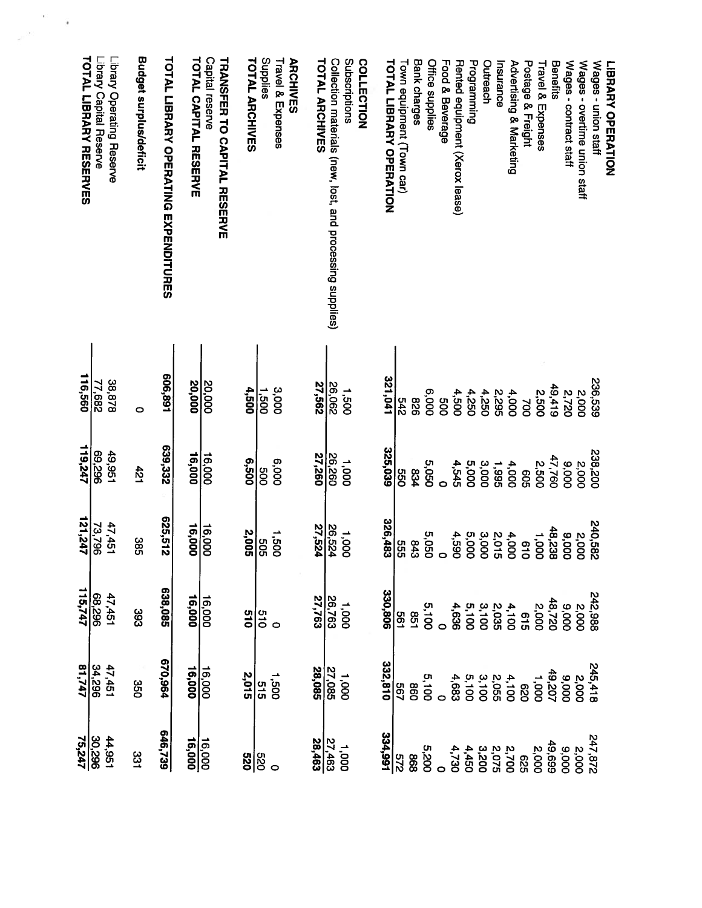| | | | | | | |
|---|---|---|---|---|---|---|
| **LIBRARY OPERATION** | | | | | | |
| Wages - union staff | 236,539 | 238,200 | 240,582 | 242,988 | 245,418 | 247,872 |
| Wages - overtime union staff | 2,000 | 2,000 | 2,000 | 2,000 | 2,000 | 2,000 |
| Wages - contract staff | 2,720 | 9,000 | 9,000 | 9,000 | 9,000 | 9,000 |
| Benefits | 49,419 | 47,760 | 48,238 | 48,720 | 49,207 | 49,699 |
| Travel & Expenses | 2,500 | 2,500 | 1,000 | 2,000 | 1,000 | 2,000 |
| Postage & Freight | 700 | 605 | 610 | 615 | 620 | 625 |
| Advertising & Marketing | 4,000 | 4,000 | 4,000 | 4,100 | 4,100 | 2,700 |
| Insurance | 2,295 | 1,995 | 2,015 | 2,035 | 2,055 | 2,075 |
| Outreach | 4,250 | 3,000 | 3,000 | 3,100 | 3,100 | 3,200 |
| Programming | 4,250 | 5,000 | 5,000 | 5,100 | 5,100 | 4,450 |
| Rented equipment (Xerox lease) | 4,500 | 4,545 | 4,590 | 4,636 | 4,683 | 4,730 |
| Food & Beverage | 500 | 0 | 0 | 0 | 0 | 0 |
| Office supplies | 6,000 | 5,050 | 5,050 | 5,100 | 5,100 | 5,200 |
| Bank charges | 826 | 834 | 843 | 851 | 860 | 868 |
| Town equipment (Town car) | 542 | 550 | 555 | 561 | 567 | 572 |
| **TOTAL LIBRARY OPERATION** | **321,041** | **325,039** | **326,483** | **330,806** | **332,810** | **334,991** |
| | | | | | | |
| **COLLECTION** | | | | | | |
| Subscriptions | 1,500 | 1,000 | 1,000 | 1,000 | 1,000 | 1,000 |
| Collection materials (new, lost, and processing supplies) | 26,062 | 26,260 | 26,524 | 26,763 | 27,085 | 27,463 |
| **TOTAL ARCHIVES** | **27,562** | **27,260** | **27,524** | **27,763** | **28,085** | **28,463** |
| | | | | | | |
| **ARCHIVES** | | | | | | |
| Travel & Expenses | 3,000 | 6,000 | 1,500 | 0 | 1,500 | 0 |
| Supplies | 1,500 | 500 | 505 | 510 | 515 | 520 |
| **TOTAL ARCHIVES** | **4,500** | **6,500** | **2,005** | **510** | **2,015** | **520** |
| | | | | | | |
| **TRANSFER TO CAPITAL RESERVE** | | | | | | |
| Capital reserve | 20,000 | 16,000 | 16,000 | 16,000 | 16,000 | 16,000 |
| **TOTAL CAPITAL RESERVE** | **20,000** | **16,000** | **16,000** | **16,000** | **16,000** | **16,000** |
| | | | | | | |
| **TOTAL LIBRARY OPERATING EXPENDITURES** | **606,891** | **639,332** | **625,512** | **638,085** | **670,964** | **646,739** |
| | | | | | | |
| **Budget surplus/deficit** | 0 | 421 | 385 | 393 | 350 | 331 |
| | | | | | | |
| Library Operating Reserve | 38,878 | 49,951 | 47,451 | 47,451 | 47,451 | 44,951 |
| Library Capital Reserve | 77,682 | 69,296 | 73,796 | 68,296 | 34,296 | 30,296 |
| **TOTAL LIBRARY RESERVES** | **116,560** | **119,247** | **121,247** | **115,747** | **81,747** | **75,247** |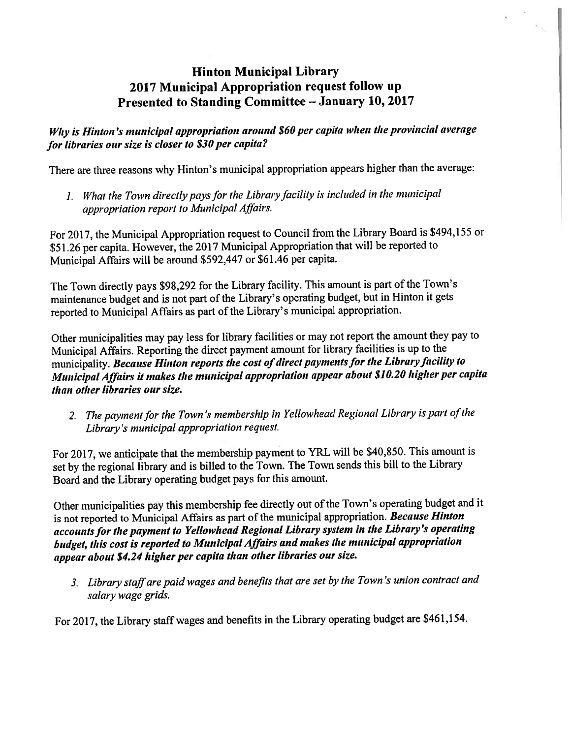# Hinton Municipal Library
# 2017 Municipal Appropriation request follow up
# Presented to Standing Committee – January 10, 2017

***Why is Hinton's municipal appropriation around $60 per capita when the provincial average for libraries our size is closer to $30 per capita?***

There are three reasons why Hinton's municipal appropriation appears higher than the average:

1. *What the Town directly pays for the Library facility is included in the municipal appropriation report to Municipal Affairs.*

For 2017, the Municipal Appropriation request to Council from the Library Board is $494,155 or $51.26 per capita. However, the 2017 Municipal Appropriation that will be reported to Municipal Affairs will be around $592,447 or $61.46 per capita.

The Town directly pays $98,292 for the Library facility. This amount is part of the Town's maintenance budget and is not part of the Library's operating budget, but in Hinton it gets reported to Municipal Affairs as part of the Library's municipal appropriation.

Other municipalities may pay less for library facilities or may not report the amount they pay to Municipal Affairs. Reporting the direct payment amount for library facilities is up to the municipality. ***Because Hinton reports the cost of direct payments for the Library facility to Municipal Affairs it makes the municipal appropriation appear about $10.20 higher per capita than other libraries our size.***

2. *The payment for the Town's membership in Yellowhead Regional Library is part of the Library's municipal appropriation request.*

For 2017, we anticipate that the membership payment to YRL will be $40,850. This amount is set by the regional library and is billed to the Town. The Town sends this bill to the Library Board and the Library operating budget pays for this amount.

Other municipalities pay this membership fee directly out of the Town's operating budget and it is not reported to Municipal Affairs as part of the municipal appropriation. ***Because Hinton accounts for the payment to Yellowhead Regional Library system in the Library's operating budget, this cost is reported to Municipal Affairs and makes the municipal appropriation appear about $4.24 higher per capita than other libraries our size.***

3. *Library staff are paid wages and benefits that are set by the Town's union contract and salary wage grids.*

For 2017, the Library staff wages and benefits in the Library operating budget are $461,154.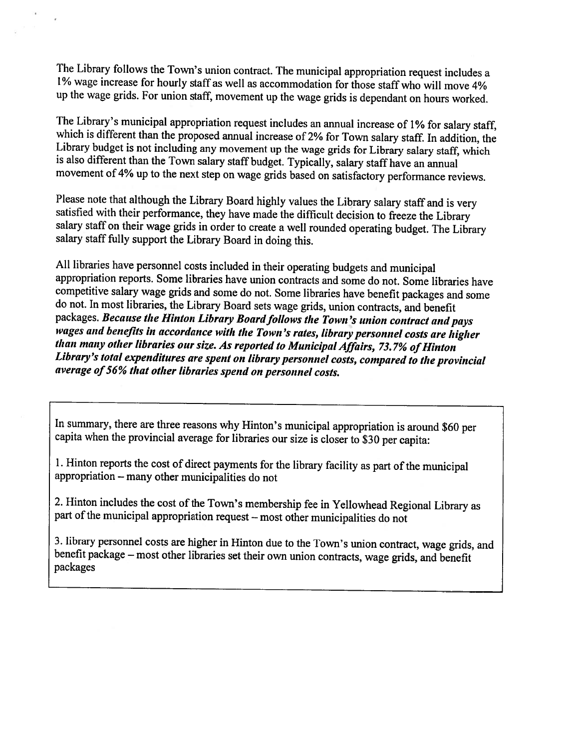The Library follows the Town's union contract. The municipal appropriation request includes a 1% wage increase for hourly staff as well as accommodation for those staff who will move 4% up the wage grids. For union staff, movement up the wage grids is dependant on hours worked.

The Library's municipal appropriation request includes an annual increase of 1% for salary staff, which is different than the proposed annual increase of 2% for Town salary staff. In addition, the Library budget is not including any movement up the wage grids for Library salary staff, which is also different than the Town salary staff budget. Typically, salary staff have an annual movement of 4% up to the next step on wage grids based on satisfactory performance reviews.

Please note that although the Library Board highly values the Library salary staff and is very satisfied with their performance, they have made the difficult decision to freeze the Library salary staff on their wage grids in order to create a well rounded operating budget. The Library salary staff fully support the Library Board in doing this.

All libraries have personnel costs included in their operating budgets and municipal appropriation reports. Some libraries have union contracts and some do not. Some libraries have competitive salary wage grids and some do not. Some libraries have benefit packages and some do not. In most libraries, the Library Board sets wage grids, union contracts, and benefit packages. ***Because the Hinton Library Board follows the Town's union contract and pays wages and benefits in accordance with the Town's rates, library personnel costs are higher than many other libraries our size. As reported to Municipal Affairs, 73.7% of Hinton Library's total expenditures are spent on library personnel costs, compared to the provincial average of 56% that other libraries spend on personnel costs.***

In summary, there are three reasons why Hinton's municipal appropriation is around $60 per capita when the provincial average for libraries our size is closer to $30 per capita:

1. Hinton reports the cost of direct payments for the library facility as part of the municipal appropriation – many other municipalities do not

2. Hinton includes the cost of the Town's membership fee in Yellowhead Regional Library as part of the municipal appropriation request – most other municipalities do not

3. library personnel costs are higher in Hinton due to the Town's union contract, wage grids, and benefit package – most other libraries set their own union contracts, wage grids, and benefit packages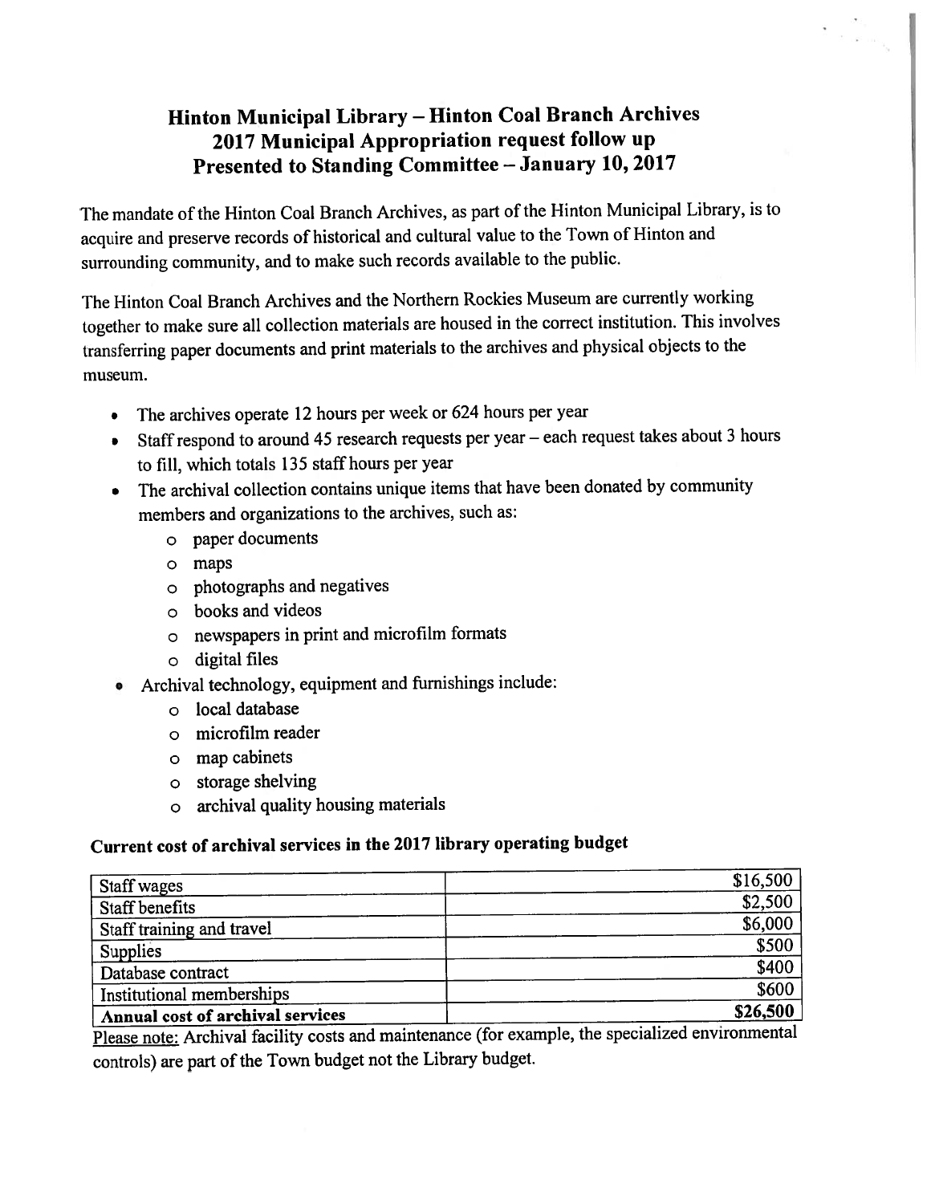# Hinton Municipal Library – Hinton Coal Branch Archives
## 2017 Municipal Appropriation request follow up
## Presented to Standing Committee – January 10, 2017

The mandate of the Hinton Coal Branch Archives, as part of the Hinton Municipal Library, is to acquire and preserve records of historical and cultural value to the Town of Hinton and surrounding community, and to make such records available to the public.

The Hinton Coal Branch Archives and the Northern Rockies Museum are currently working together to make sure all collection materials are housed in the correct institution. This involves transferring paper documents and print materials to the archives and physical objects to the museum.

- The archives operate 12 hours per week or 624 hours per year
- Staff respond to around 45 research requests per year – each request takes about 3 hours to fill, which totals 135 staff hours per year
- The archival collection contains unique items that have been donated by community members and organizations to the archives, such as:
  - paper documents
  - maps
  - photographs and negatives
  - books and videos
  - newspapers in print and microfilm formats
  - digital files
- Archival technology, equipment and furnishings include:
  - local database
  - microfilm reader
  - map cabinets
  - storage shelving
  - archival quality housing materials

### Current cost of archival services in the 2017 library operating budget

| Item | Cost |
|---|---|
| Staff wages | $16,500 |
| Staff benefits | $2,500 |
| Staff training and travel | $6,000 |
| Supplies | $500 |
| Database contract | $400 |
| Institutional memberships | $600 |
| **Annual cost of archival services** | **$26,500** |

Please note: Archival facility costs and maintenance (for example, the specialized environmental controls) are part of the Town budget not the Library budget.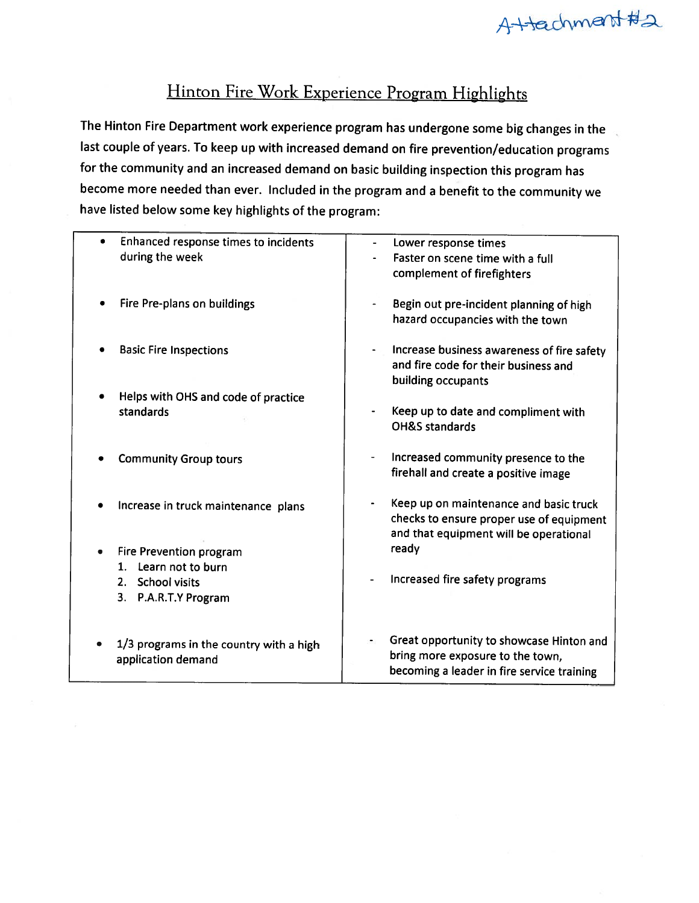Attachment #2

## Hinton Fire Work Experience Program Highlights

The Hinton Fire Department work experience program has undergone some big changes in the last couple of years. To keep up with increased demand on fire prevention/education programs for the community and an increased demand on basic building inspection this program has become more needed than ever. Included in the program and a benefit to the community we have listed below some key highlights of the program:

| | |
|---|---|
| • Enhanced response times to incidents during the week | - Lower response times<br>- Faster on scene time with a full complement of firefighters |
| • Fire Pre-plans on buildings | - Begin out pre-incident planning of high hazard occupancies with the town |
| • Basic Fire Inspections | - Increase business awareness of fire safety and fire code for their business and building occupants |
| • Helps with OHS and code of practice standards | - Keep up to date and compliment with OH&S standards |
| • Community Group tours | - Increased community presence to the firehall and create a positive image |
| • Increase in truck maintenance plans | - Keep up on maintenance and basic truck checks to ensure proper use of equipment and that equipment will be operational ready |
| • Fire Prevention program<br>1. Learn not to burn<br>2. School visits<br>3. P.A.R.T.Y Program | - Increased fire safety programs |
| • 1/3 programs in the country with a high application demand | - Great opportunity to showcase Hinton and bring more exposure to the town, becoming a leader in fire service training |